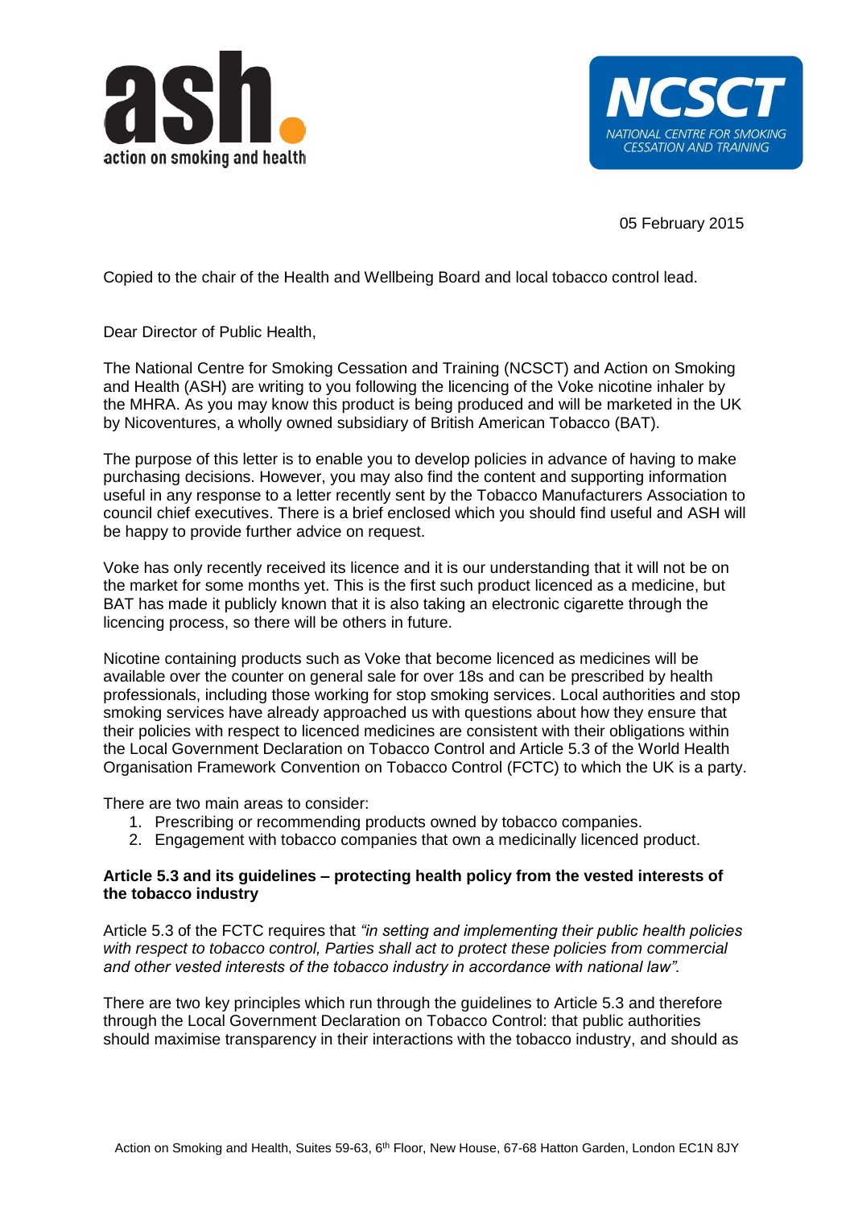05 February 2015

Copied to the chair of the Health and Wellbeing Board and local tobacco control lead.

Dear Director of Public Health,

The National Centre for Smoking Cessation and Training (NCSCT) and Action on Smoking and Health (ASH) are writing to you following the licencing of the Voke nicotine inhaler by the MHRA. As you may know this product is being produced and will be marketed in the UK by Nicoventures, a wholly owned subsidiary of British American Tobacco (BAT).

The purpose of this letter is to enable you to develop policies in advance of having to make purchasing decisions. However, you may also find the content and supporting information useful in any response to a letter recently sent by the Tobacco Manufacturers Association to council chief executives. There is a brief enclosed which you should find useful and ASH will be happy to provide further advice on request.

Voke has only recently received its licence and it is our understanding that it will not be on the market for some months yet. This is the first such product licenced as a medicine, but BAT has made it publicly known that it is also taking an electronic cigarette through the licencing process, so there will be others in future.

Nicotine containing products such as Voke that become licenced as medicines will be available over the counter on general sale for over 18s and can be prescribed by health professionals, including those working for stop smoking services. Local authorities and stop smoking services have already approached us with questions about how they ensure that their policies with respect to licenced medicines are consistent with their obligations within the Local Government Declaration on Tobacco Control and Article 5.3 of the World Health Organisation Framework Convention on Tobacco Control (FCTC) to which the UK is a party.

There are two main areas to consider:

1. Prescribing or recommending products owned by tobacco companies.
2. Engagement with tobacco companies that own a medicinally licenced product.

**Article 5.3 and its guidelines – protecting health policy from the vested interests of the tobacco industry**

Article 5.3 of the FCTC requires that *"in setting and implementing their public health policies with respect to tobacco control, Parties shall act to protect these policies from commercial and other vested interests of the tobacco industry in accordance with national law".*

There are two key principles which run through the guidelines to Article 5.3 and therefore through the Local Government Declaration on Tobacco Control: that public authorities should maximise transparency in their interactions with the tobacco industry, and should as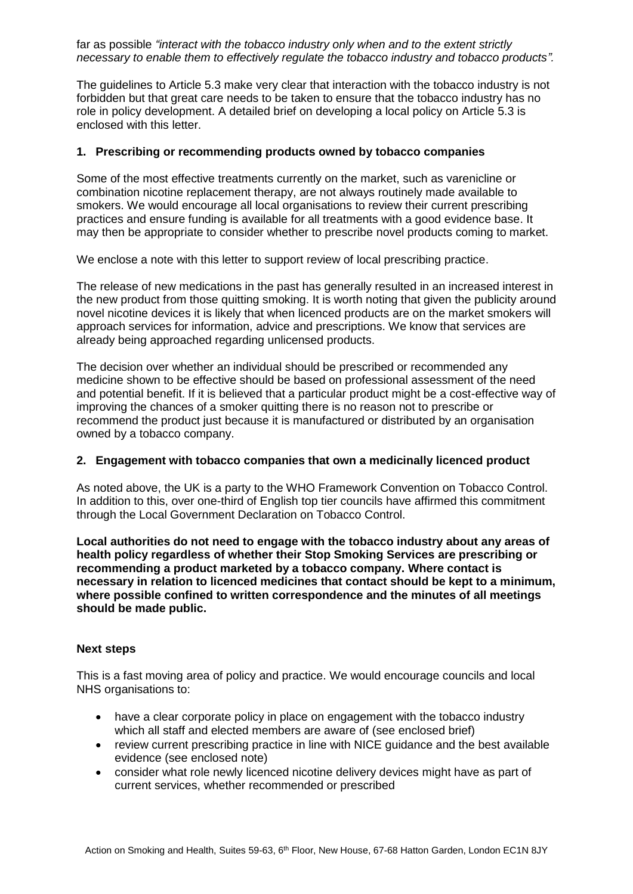far as possible *"interact with the tobacco industry only when and to the extent strictly necessary to enable them to effectively regulate the tobacco industry and tobacco products".*

The guidelines to Article 5.3 make very clear that interaction with the tobacco industry is not forbidden but that great care needs to be taken to ensure that the tobacco industry has no role in policy development. A detailed brief on developing a local policy on Article 5.3 is enclosed with this letter.

### 1. Prescribing or recommending products owned by tobacco companies

Some of the most effective treatments currently on the market, such as varenicline or combination nicotine replacement therapy, are not always routinely made available to smokers. We would encourage all local organisations to review their current prescribing practices and ensure funding is available for all treatments with a good evidence base. It may then be appropriate to consider whether to prescribe novel products coming to market.

We enclose a note with this letter to support review of local prescribing practice.

The release of new medications in the past has generally resulted in an increased interest in the new product from those quitting smoking. It is worth noting that given the publicity around novel nicotine devices it is likely that when licenced products are on the market smokers will approach services for information, advice and prescriptions. We know that services are already being approached regarding unlicensed products.

The decision over whether an individual should be prescribed or recommended any medicine shown to be effective should be based on professional assessment of the need and potential benefit. If it is believed that a particular product might be a cost-effective way of improving the chances of a smoker quitting there is no reason not to prescribe or recommend the product just because it is manufactured or distributed by an organisation owned by a tobacco company.

### 2. Engagement with tobacco companies that own a medicinally licenced product

As noted above, the UK is a party to the WHO Framework Convention on Tobacco Control. In addition to this, over one-third of English top tier councils have affirmed this commitment through the Local Government Declaration on Tobacco Control.

**Local authorities do not need to engage with the tobacco industry about any areas of health policy regardless of whether their Stop Smoking Services are prescribing or recommending a product marketed by a tobacco company. Where contact is necessary in relation to licenced medicines that contact should be kept to a minimum, where possible confined to written correspondence and the minutes of all meetings should be made public.**

### Next steps

This is a fast moving area of policy and practice. We would encourage councils and local NHS organisations to:

- have a clear corporate policy in place on engagement with the tobacco industry which all staff and elected members are aware of (see enclosed brief)
- review current prescribing practice in line with NICE guidance and the best available evidence (see enclosed note)
- consider what role newly licenced nicotine delivery devices might have as part of current services, whether recommended or prescribed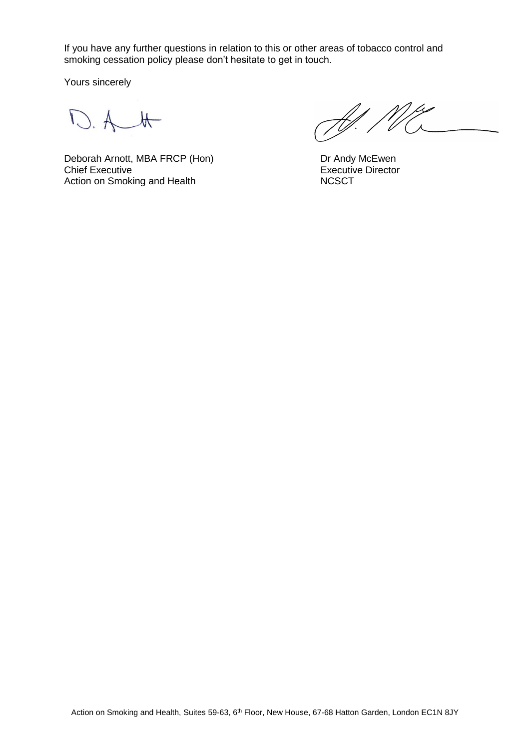If you have any further questions in relation to this or other areas of tobacco control and smoking cessation policy please don't hesitate to get in touch.

Yours sincerely

Deborah Arnott, MBA FRCP (Hon)
Chief Executive
Action on Smoking and Health

Dr Andy McEwen
Executive Director
NCSCT

Action on Smoking and Health, Suites 59-63, 6th Floor, New House, 67-68 Hatton Garden, London EC1N 8JY